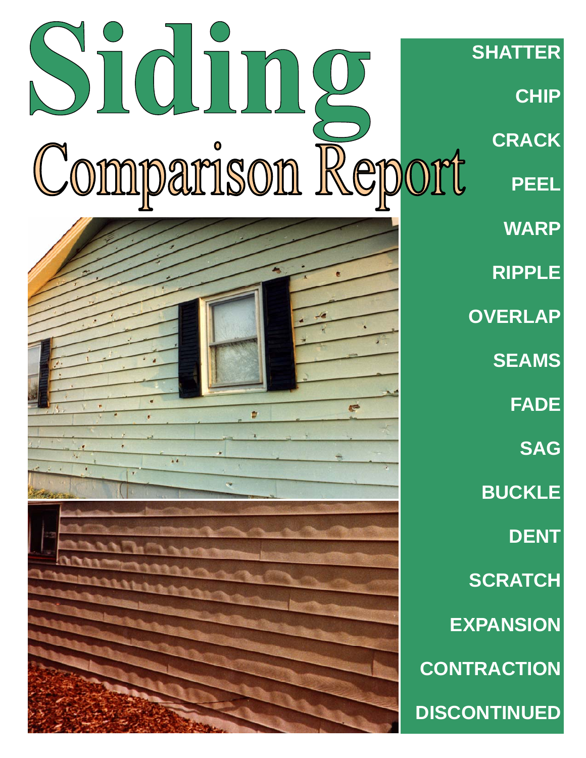# Siding

## Comparison Report

SHATTER

CHIP

CRACK

PEEL

WARP

RIPPLE

OVERLAP

SEAMS

FADE

SAG

BUCKLE

DENT

SCRATCH

EXPANSION

CONTRACTION

DISCONTINUED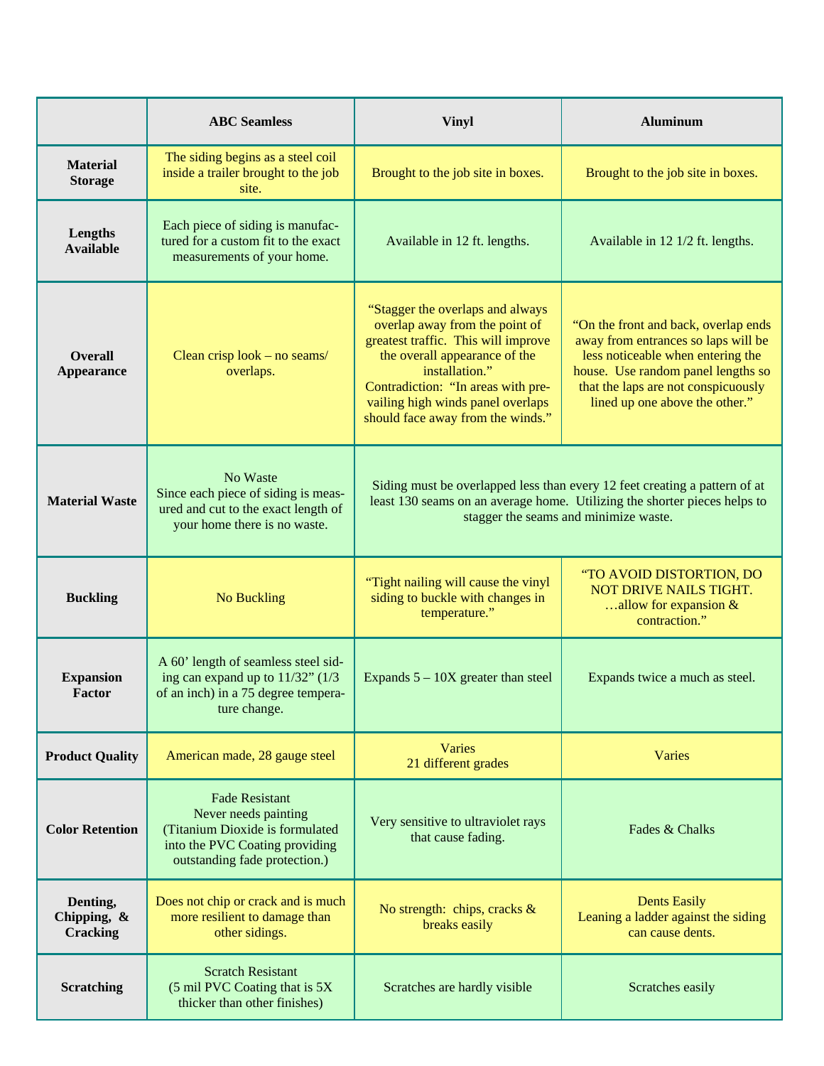| | ABC Seamless | Vinyl | Aluminum |
|---|---|---|---|
| **Material Storage** | The siding begins as a steel coil inside a trailer brought to the job site. | Brought to the job site in boxes. | Brought to the job site in boxes. |
| **Lengths Available** | Each piece of siding is manufactured for a custom fit to the exact measurements of your home. | Available in 12 ft. lengths. | Available in 12 1/2 ft. lengths. |
| **Overall Appearance** | Clean crisp look – no seams/ overlaps. | "Stagger the overlaps and always overlap away from the point of greatest traffic. This will improve the overall appearance of the installation." Contradiction: "In areas with prevailing high winds panel overlaps should face away from the winds." | "On the front and back, overlap ends away from entrances so laps will be less noticeable when entering the house. Use random panel lengths so that the laps are not conspicuously lined up one above the other." |
| **Material Waste** | No Waste<br>Since each piece of siding is measured and cut to the exact length of your home there is no waste. | Siding must be overlapped less than every 12 feet creating a pattern of at least 130 seams on an average home. Utilizing the shorter pieces helps to stagger the seams and minimize waste. | |
| **Buckling** | No Buckling | "Tight nailing will cause the vinyl siding to buckle with changes in temperature." | "TO AVOID DISTORTION, DO NOT DRIVE NAILS TIGHT. …allow for expansion & contraction." |
| **Expansion Factor** | A 60' length of seamless steel siding can expand up to 11/32" (1/3 of an inch) in a 75 degree temperature change. | Expands 5 – 10X greater than steel | Expands twice a much as steel. |
| **Product Quality** | American made, 28 gauge steel | Varies<br>21 different grades | Varies |
| **Color Retention** | Fade Resistant<br>Never needs painting<br>(Titanium Dioxide is formulated into the PVC Coating providing outstanding fade protection.) | Very sensitive to ultraviolet rays that cause fading. | Fades & Chalks |
| **Denting, Chipping, & Cracking** | Does not chip or crack and is much more resilient to damage than other sidings. | No strength: chips, cracks & breaks easily | Dents Easily<br>Leaning a ladder against the siding can cause dents. |
| **Scratching** | Scratch Resistant<br>(5 mil PVC Coating that is 5X thicker than other finishes) | Scratches are hardly visible | Scratches easily |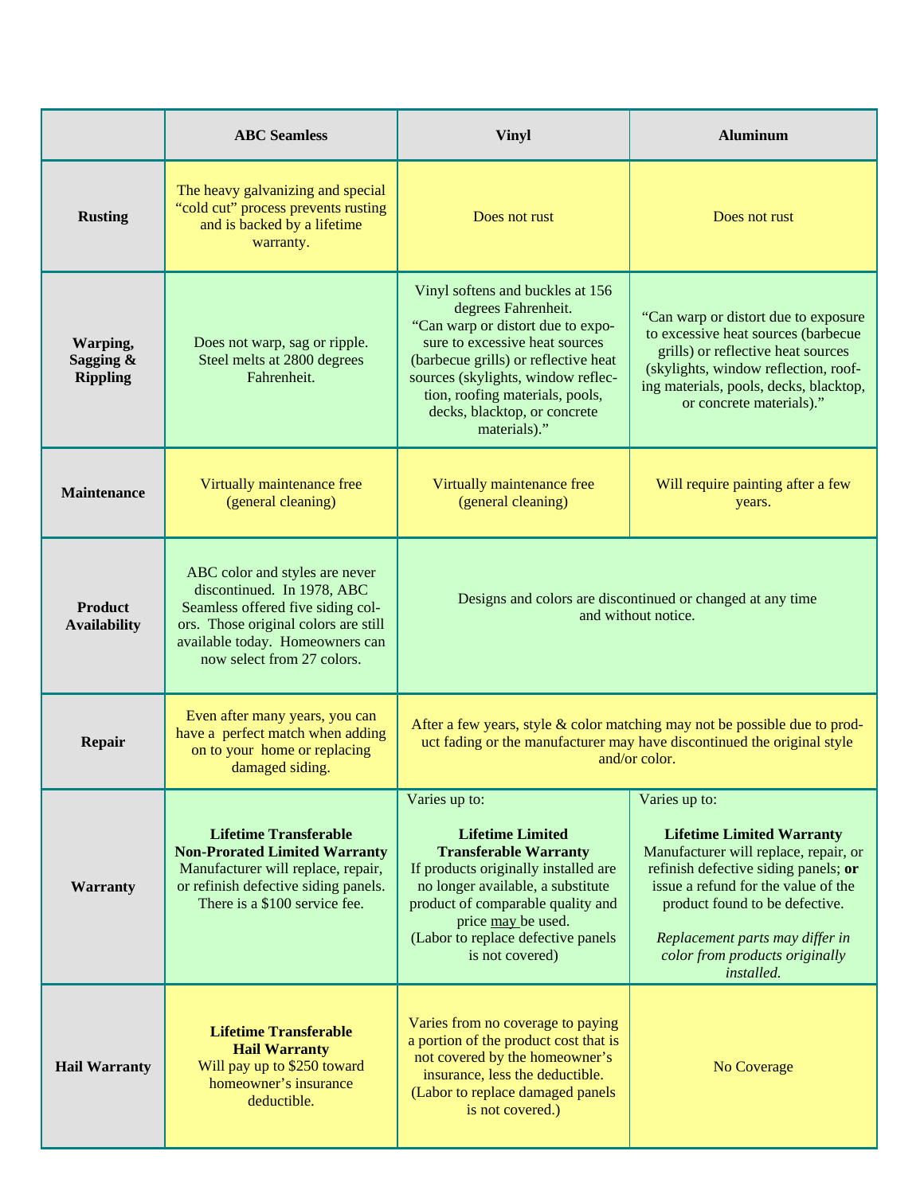| | ABC Seamless | Vinyl | Aluminum |
|---|---|---|---|
| **Rusting** | The heavy galvanizing and special "cold cut" process prevents rusting and is backed by a lifetime warranty. | Does not rust | Does not rust |
| **Warping, Sagging & Rippling** | Does not warp, sag or ripple. Steel melts at 2800 degrees Fahrenheit. | Vinyl softens and buckles at 156 degrees Fahrenheit. "Can warp or distort due to exposure to excessive heat sources (barbecue grills) or reflective heat sources (skylights, window reflection, roofing materials, pools, decks, blacktop, or concrete materials)." | "Can warp or distort due to exposure to excessive heat sources (barbecue grills) or reflective heat sources (skylights, window reflection, roofing materials, pools, decks, blacktop, or concrete materials)." |
| **Maintenance** | Virtually maintenance free (general cleaning) | Virtually maintenance free (general cleaning) | Will require painting after a few years. |
| **Product Availability** | ABC color and styles are never discontinued. In 1978, ABC Seamless offered five siding colors. Those original colors are still available today. Homeowners can now select from 27 colors. | Designs and colors are discontinued or changed at any time and without notice. | |
| **Repair** | Even after many years, you can have a perfect match when adding on to your home or replacing damaged siding. | After a few years, style & color matching may not be possible due to product fading or the manufacturer may have discontinued the original style and/or color. | |
| **Warranty** | **Lifetime Transferable Non-Prorated Limited Warranty** Manufacturer will replace, repair, or refinish defective siding panels. There is a $100 service fee. | Varies up to: **Lifetime Limited Transferable Warranty** If products originally installed are no longer available, a substitute product of comparable quality and price may be used. (Labor to replace defective panels is not covered) | Varies up to: **Lifetime Limited Warranty** Manufacturer will replace, repair, or refinish defective siding panels; **or** issue a refund for the value of the product found to be defective. *Replacement parts may differ in color from products originally installed.* |
| **Hail Warranty** | **Lifetime Transferable Hail Warranty** Will pay up to $250 toward homeowner's insurance deductible. | Varies from no coverage to paying a portion of the product cost that is not covered by the homeowner's insurance, less the deductible. (Labor to replace damaged panels is not covered.) | No Coverage |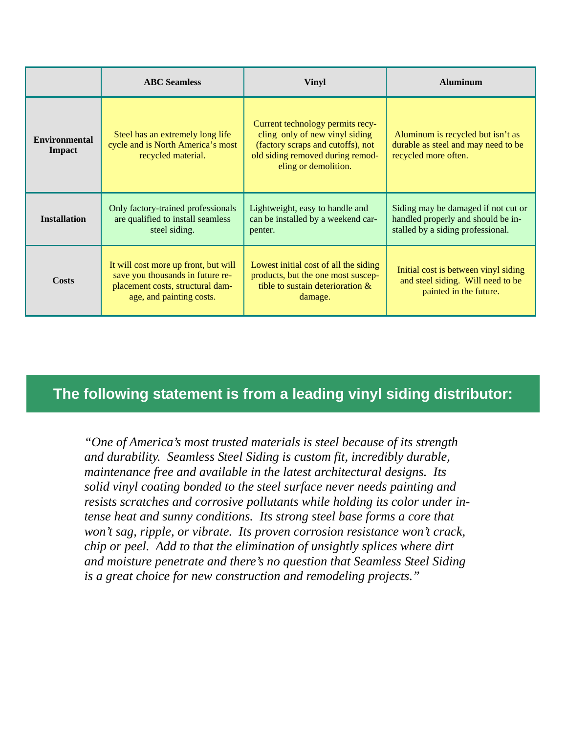| | ABC Seamless | Vinyl | Aluminum |
|---|---|---|---|
| **Environmental Impact** | Steel has an extremely long life cycle and is North America's most recycled material. | Current technology permits recycling only of new vinyl siding (factory scraps and cutoffs), not old siding removed during remodeling or demolition. | Aluminum is recycled but isn't as durable as steel and may need to be recycled more often. |
| **Installation** | Only factory-trained professionals are qualified to install seamless steel siding. | Lightweight, easy to handle and can be installed by a weekend carpenter. | Siding may be damaged if not cut or handled properly and should be installed by a siding professional. |
| **Costs** | It will cost more up front, but will save you thousands in future replacement costs, structural damage, and painting costs. | Lowest initial cost of all the siding products, but the one most susceptible to sustain deterioration & damage. | Initial cost is between vinyl siding and steel siding. Will need to be painted in the future. |

## The following statement is from a leading vinyl siding distributor:

*"One of America's most trusted materials is steel because of its strength and durability. Seamless Steel Siding is custom fit, incredibly durable, maintenance free and available in the latest architectural designs. Its solid vinyl coating bonded to the steel surface never needs painting and resists scratches and corrosive pollutants while holding its color under intense heat and sunny conditions. Its strong steel base forms a core that won't sag, ripple, or vibrate. Its proven corrosion resistance won't crack, chip or peel. Add to that the elimination of unsightly splices where dirt and moisture penetrate and there's no question that Seamless Steel Siding is a great choice for new construction and remodeling projects."*